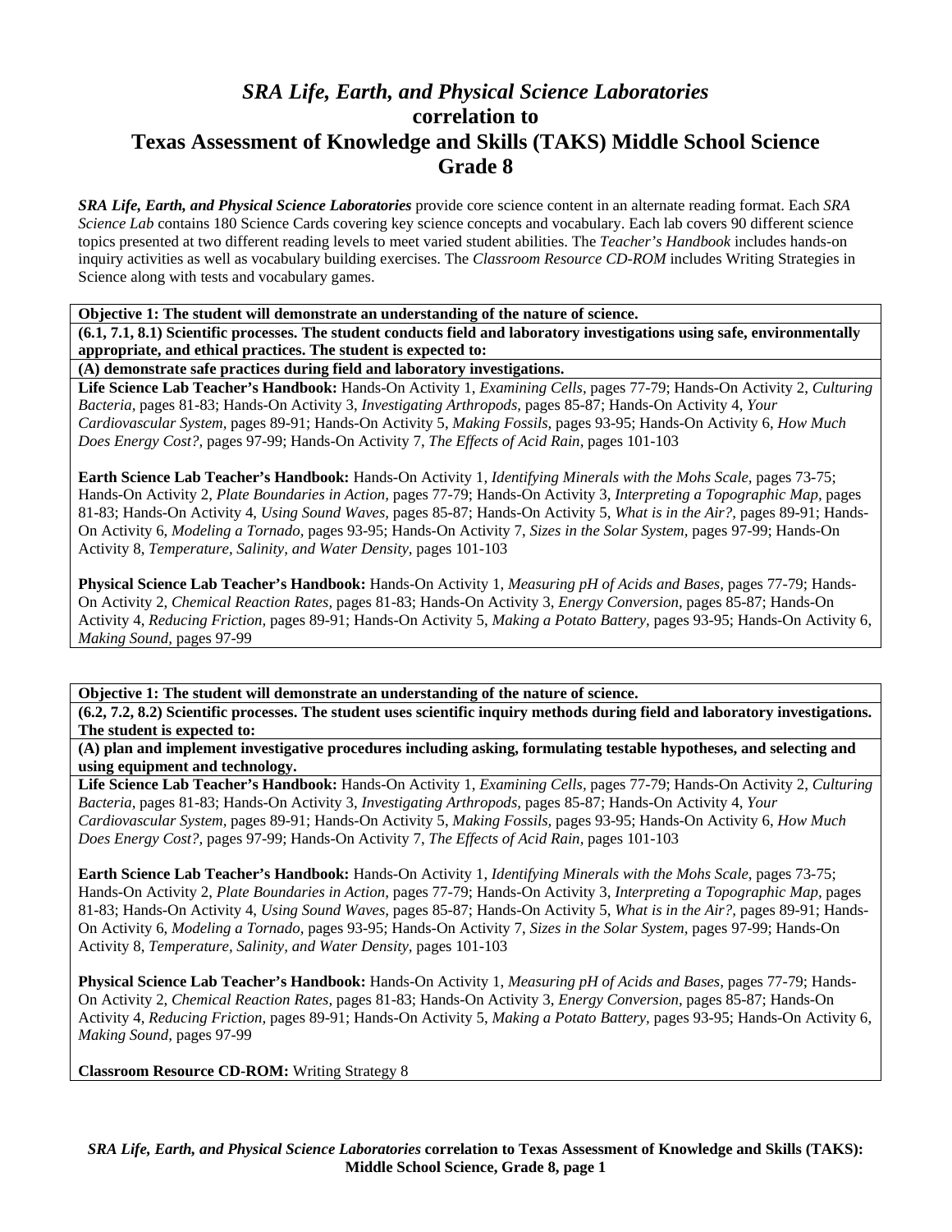# *SRA Life, Earth, and Physical Science Laboratories* correlation to Texas Assessment of Knowledge and Skills (TAKS) Middle School Science Grade 8

***SRA Life, Earth, and Physical Science Laboratories*** provide core science content in an alternate reading format. Each *SRA Science Lab* contains 180 Science Cards covering key science concepts and vocabulary. Each lab covers 90 different science topics presented at two different reading levels to meet varied student abilities. The *Teacher's Handbook* includes hands-on inquiry activities as well as vocabulary building exercises. The *Classroom Resource CD-ROM* includes Writing Strategies in Science along with tests and vocabulary games.

**Objective 1: The student will demonstrate an understanding of the nature of science.**

**(6.1, 7.1, 8.1) Scientific processes. The student conducts field and laboratory investigations using safe, environmentally appropriate, and ethical practices. The student is expected to:**

**(A) demonstrate safe practices during field and laboratory investigations.**

**Life Science Lab Teacher's Handbook:** Hands-On Activity 1, *Examining Cells,* pages 77-79; Hands-On Activity 2, *Culturing Bacteria,* pages 81-83; Hands-On Activity 3, *Investigating Arthropods,* pages 85-87; Hands-On Activity 4, *Your Cardiovascular System,* pages 89-91; Hands-On Activity 5, *Making Fossils,* pages 93-95; Hands-On Activity 6, *How Much Does Energy Cost?,* pages 97-99; Hands-On Activity 7, *The Effects of Acid Rain,* pages 101-103

**Earth Science Lab Teacher's Handbook:** Hands-On Activity 1, *Identifying Minerals with the Mohs Scale,* pages 73-75; Hands-On Activity 2, *Plate Boundaries in Action,* pages 77-79; Hands-On Activity 3, *Interpreting a Topographic Map,* pages 81-83; Hands-On Activity 4, *Using Sound Waves,* pages 85-87; Hands-On Activity 5, *What is in the Air?,* pages 89-91; Hands-On Activity 6, *Modeling a Tornado,* pages 93-95; Hands-On Activity 7, *Sizes in the Solar System,* pages 97-99; Hands-On Activity 8, *Temperature, Salinity, and Water Density,* pages 101-103

**Physical Science Lab Teacher's Handbook:** Hands-On Activity 1, *Measuring pH of Acids and Bases,* pages 77-79; Hands-On Activity 2, *Chemical Reaction Rates,* pages 81-83; Hands-On Activity 3, *Energy Conversion,* pages 85-87; Hands-On Activity 4, *Reducing Friction,* pages 89-91; Hands-On Activity 5, *Making a Potato Battery,* pages 93-95; Hands-On Activity 6, *Making Sound,* pages 97-99

**Objective 1: The student will demonstrate an understanding of the nature of science.**

**(6.2, 7.2, 8.2) Scientific processes. The student uses scientific inquiry methods during field and laboratory investigations. The student is expected to:**

**(A) plan and implement investigative procedures including asking, formulating testable hypotheses, and selecting and using equipment and technology.**

**Life Science Lab Teacher's Handbook:** Hands-On Activity 1, *Examining Cells,* pages 77-79; Hands-On Activity 2, *Culturing Bacteria,* pages 81-83; Hands-On Activity 3, *Investigating Arthropods,* pages 85-87; Hands-On Activity 4, *Your Cardiovascular System,* pages 89-91; Hands-On Activity 5, *Making Fossils,* pages 93-95; Hands-On Activity 6, *How Much Does Energy Cost?,* pages 97-99; Hands-On Activity 7, *The Effects of Acid Rain,* pages 101-103

**Earth Science Lab Teacher's Handbook:** Hands-On Activity 1, *Identifying Minerals with the Mohs Scale,* pages 73-75; Hands-On Activity 2, *Plate Boundaries in Action,* pages 77-79; Hands-On Activity 3, *Interpreting a Topographic Map,* pages 81-83; Hands-On Activity 4, *Using Sound Waves,* pages 85-87; Hands-On Activity 5, *What is in the Air?,* pages 89-91; Hands-On Activity 6, *Modeling a Tornado,* pages 93-95; Hands-On Activity 7, *Sizes in the Solar System,* pages 97-99; Hands-On Activity 8, *Temperature, Salinity, and Water Density,* pages 101-103

**Physical Science Lab Teacher's Handbook:** Hands-On Activity 1, *Measuring pH of Acids and Bases,* pages 77-79; Hands-On Activity 2, *Chemical Reaction Rates,* pages 81-83; Hands-On Activity 3, *Energy Conversion,* pages 85-87; Hands-On Activity 4, *Reducing Friction,* pages 89-91; Hands-On Activity 5, *Making a Potato Battery,* pages 93-95; Hands-On Activity 6, *Making Sound,* pages 97-99

**Classroom Resource CD-ROM:** Writing Strategy 8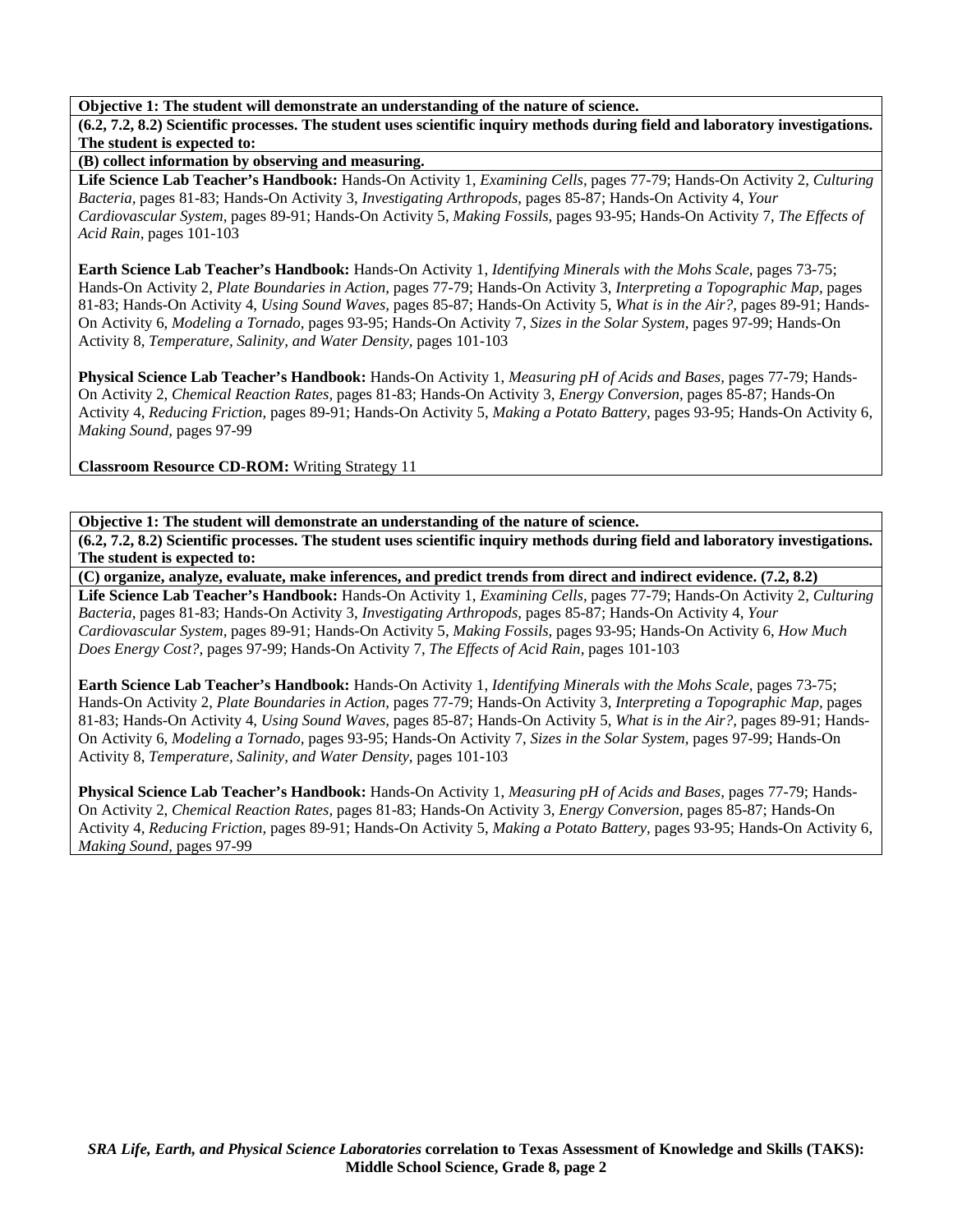**Objective 1: The student will demonstrate an understanding of the nature of science.**

**(6.2, 7.2, 8.2) Scientific processes. The student uses scientific inquiry methods during field and laboratory investigations. The student is expected to:**

**(B) collect information by observing and measuring.**

**Life Science Lab Teacher's Handbook:** Hands-On Activity 1, *Examining Cells,* pages 77-79; Hands-On Activity 2, *Culturing Bacteria,* pages 81-83; Hands-On Activity 3, *Investigating Arthropods,* pages 85-87; Hands-On Activity 4, *Your Cardiovascular System,* pages 89-91; Hands-On Activity 5, *Making Fossils,* pages 93-95; Hands-On Activity 7, *The Effects of Acid Rain,* pages 101-103

**Earth Science Lab Teacher's Handbook:** Hands-On Activity 1, *Identifying Minerals with the Mohs Scale,* pages 73-75; Hands-On Activity 2, *Plate Boundaries in Action,* pages 77-79; Hands-On Activity 3, *Interpreting a Topographic Map,* pages 81-83; Hands-On Activity 4, *Using Sound Waves,* pages 85-87; Hands-On Activity 5, *What is in the Air?,* pages 89-91; Hands-On Activity 6, *Modeling a Tornado,* pages 93-95; Hands-On Activity 7, *Sizes in the Solar System,* pages 97-99; Hands-On Activity 8, *Temperature, Salinity, and Water Density,* pages 101-103

**Physical Science Lab Teacher's Handbook:** Hands-On Activity 1, *Measuring pH of Acids and Bases,* pages 77-79; Hands-On Activity 2, *Chemical Reaction Rates,* pages 81-83; Hands-On Activity 3, *Energy Conversion,* pages 85-87; Hands-On Activity 4, *Reducing Friction,* pages 89-91; Hands-On Activity 5, *Making a Potato Battery,* pages 93-95; Hands-On Activity 6, *Making Sound,* pages 97-99

**Classroom Resource CD-ROM:** Writing Strategy 11

**Objective 1: The student will demonstrate an understanding of the nature of science.**

**(6.2, 7.2, 8.2) Scientific processes. The student uses scientific inquiry methods during field and laboratory investigations. The student is expected to:**

**(C) organize, analyze, evaluate, make inferences, and predict trends from direct and indirect evidence. (7.2, 8.2)**

**Life Science Lab Teacher's Handbook:** Hands-On Activity 1, *Examining Cells,* pages 77-79; Hands-On Activity 2, *Culturing Bacteria,* pages 81-83; Hands-On Activity 3, *Investigating Arthropods,* pages 85-87; Hands-On Activity 4, *Your Cardiovascular System,* pages 89-91; Hands-On Activity 5, *Making Fossils,* pages 93-95; Hands-On Activity 6, *How Much Does Energy Cost?,* pages 97-99; Hands-On Activity 7, *The Effects of Acid Rain,* pages 101-103

**Earth Science Lab Teacher's Handbook:** Hands-On Activity 1, *Identifying Minerals with the Mohs Scale,* pages 73-75; Hands-On Activity 2, *Plate Boundaries in Action,* pages 77-79; Hands-On Activity 3, *Interpreting a Topographic Map,* pages 81-83; Hands-On Activity 4, *Using Sound Waves,* pages 85-87; Hands-On Activity 5, *What is in the Air?,* pages 89-91; Hands-On Activity 6, *Modeling a Tornado,* pages 93-95; Hands-On Activity 7, *Sizes in the Solar System,* pages 97-99; Hands-On Activity 8, *Temperature, Salinity, and Water Density,* pages 101-103

**Physical Science Lab Teacher's Handbook:** Hands-On Activity 1, *Measuring pH of Acids and Bases,* pages 77-79; Hands-On Activity 2, *Chemical Reaction Rates,* pages 81-83; Hands-On Activity 3, *Energy Conversion,* pages 85-87; Hands-On Activity 4, *Reducing Friction,* pages 89-91; Hands-On Activity 5, *Making a Potato Battery,* pages 93-95; Hands-On Activity 6, *Making Sound,* pages 97-99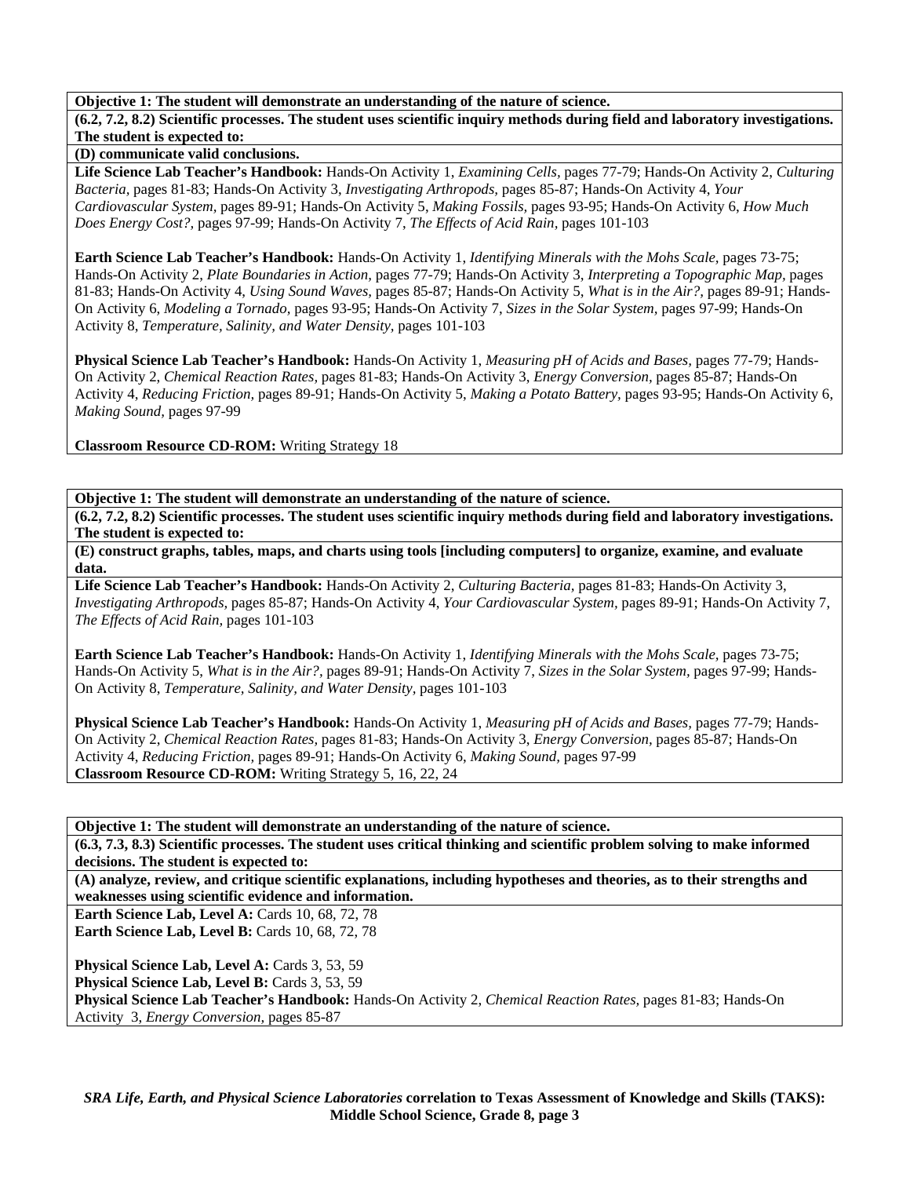**Objective 1: The student will demonstrate an understanding of the nature of science.**

**(6.2, 7.2, 8.2) Scientific processes. The student uses scientific inquiry methods during field and laboratory investigations. The student is expected to:**

**(D) communicate valid conclusions.**

**Life Science Lab Teacher's Handbook:** Hands-On Activity 1, *Examining Cells,* pages 77-79; Hands-On Activity 2, *Culturing Bacteria,* pages 81-83; Hands-On Activity 3, *Investigating Arthropods,* pages 85-87; Hands-On Activity 4, *Your Cardiovascular System,* pages 89-91; Hands-On Activity 5, *Making Fossils,* pages 93-95; Hands-On Activity 6, *How Much Does Energy Cost?,* pages 97-99; Hands-On Activity 7, *The Effects of Acid Rain,* pages 101-103

**Earth Science Lab Teacher's Handbook:** Hands-On Activity 1, *Identifying Minerals with the Mohs Scale,* pages 73-75; Hands-On Activity 2, *Plate Boundaries in Action,* pages 77-79; Hands-On Activity 3, *Interpreting a Topographic Map,* pages 81-83; Hands-On Activity 4, *Using Sound Waves,* pages 85-87; Hands-On Activity 5, *What is in the Air?,* pages 89-91; Hands-On Activity 6, *Modeling a Tornado,* pages 93-95; Hands-On Activity 7, *Sizes in the Solar System,* pages 97-99; Hands-On Activity 8, *Temperature, Salinity, and Water Density,* pages 101-103

**Physical Science Lab Teacher's Handbook:** Hands-On Activity 1, *Measuring pH of Acids and Bases,* pages 77-79; Hands-On Activity 2, *Chemical Reaction Rates,* pages 81-83; Hands-On Activity 3, *Energy Conversion,* pages 85-87; Hands-On Activity 4, *Reducing Friction,* pages 89-91; Hands-On Activity 5, *Making a Potato Battery,* pages 93-95; Hands-On Activity 6, *Making Sound,* pages 97-99

**Classroom Resource CD-ROM:** Writing Strategy 18

**Objective 1: The student will demonstrate an understanding of the nature of science.**

**(6.2, 7.2, 8.2) Scientific processes. The student uses scientific inquiry methods during field and laboratory investigations. The student is expected to:**

**(E) construct graphs, tables, maps, and charts using tools [including computers] to organize, examine, and evaluate data.**

**Life Science Lab Teacher's Handbook:** Hands-On Activity 2, *Culturing Bacteria,* pages 81-83; Hands-On Activity 3, *Investigating Arthropods,* pages 85-87; Hands-On Activity 4, *Your Cardiovascular System,* pages 89-91; Hands-On Activity 7, *The Effects of Acid Rain,* pages 101-103

**Earth Science Lab Teacher's Handbook:** Hands-On Activity 1, *Identifying Minerals with the Mohs Scale,* pages 73-75; Hands-On Activity 5, *What is in the Air?,* pages 89-91; Hands-On Activity 7, *Sizes in the Solar System,* pages 97-99; Hands-On Activity 8, *Temperature, Salinity, and Water Density,* pages 101-103

**Physical Science Lab Teacher's Handbook:** Hands-On Activity 1, *Measuring pH of Acids and Bases,* pages 77-79; Hands-On Activity 2, *Chemical Reaction Rates,* pages 81-83; Hands-On Activity 3, *Energy Conversion,* pages 85-87; Hands-On Activity 4, *Reducing Friction,* pages 89-91; Hands-On Activity 6, *Making Sound,* pages 97-99

**Classroom Resource CD-ROM:** Writing Strategy 5, 16, 22, 24

**Objective 1: The student will demonstrate an understanding of the nature of science.**

**(6.3, 7.3, 8.3) Scientific processes. The student uses critical thinking and scientific problem solving to make informed decisions. The student is expected to:**

**(A) analyze, review, and critique scientific explanations, including hypotheses and theories, as to their strengths and weaknesses using scientific evidence and information.**

**Earth Science Lab, Level A:** Cards 10, 68, 72, 78

**Earth Science Lab, Level B:** Cards 10, 68, 72, 78

**Physical Science Lab, Level A:** Cards 3, 53, 59

**Physical Science Lab, Level B:** Cards 3, 53, 59

**Physical Science Lab Teacher's Handbook:** Hands-On Activity 2, *Chemical Reaction Rates,* pages 81-83; Hands-On Activity 3, *Energy Conversion,* pages 85-87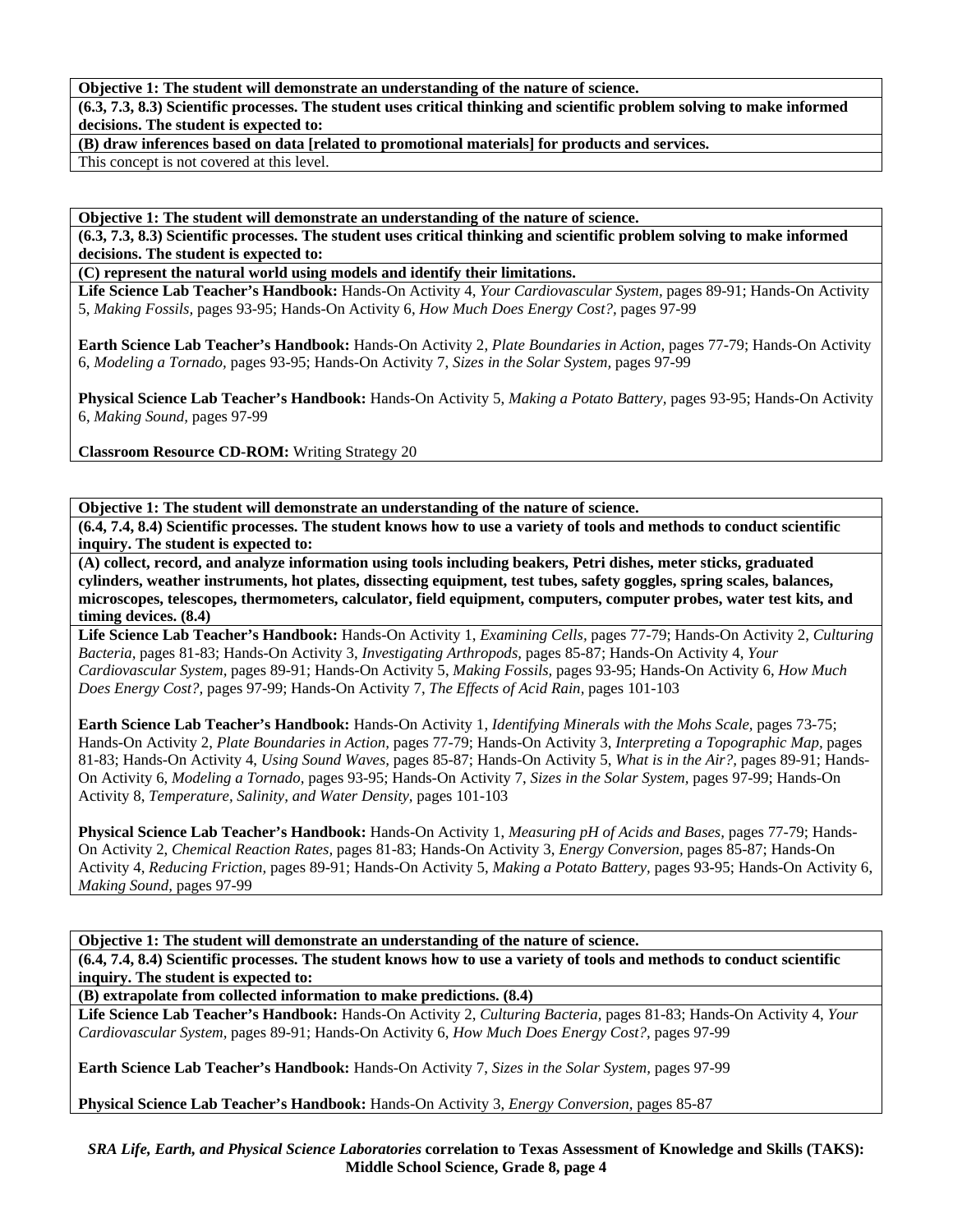**Objective 1: The student will demonstrate an understanding of the nature of science.**

**(6.3, 7.3, 8.3) Scientific processes. The student uses critical thinking and scientific problem solving to make informed decisions. The student is expected to:**

**(B) draw inferences based on data [related to promotional materials] for products and services.**

This concept is not covered at this level.

**Objective 1: The student will demonstrate an understanding of the nature of science.**

**(6.3, 7.3, 8.3) Scientific processes. The student uses critical thinking and scientific problem solving to make informed decisions. The student is expected to:**

**(C) represent the natural world using models and identify their limitations.**

**Life Science Lab Teacher's Handbook:** Hands-On Activity 4, *Your Cardiovascular System,* pages 89-91; Hands-On Activity 5, *Making Fossils,* pages 93-95; Hands-On Activity 6, *How Much Does Energy Cost?,* pages 97-99

**Earth Science Lab Teacher's Handbook:** Hands-On Activity 2, *Plate Boundaries in Action,* pages 77-79; Hands-On Activity 6, *Modeling a Tornado,* pages 93-95; Hands-On Activity 7, *Sizes in the Solar System,* pages 97-99

**Physical Science Lab Teacher's Handbook:** Hands-On Activity 5, *Making a Potato Battery,* pages 93-95; Hands-On Activity 6, *Making Sound,* pages 97-99

**Classroom Resource CD-ROM:** Writing Strategy 20

**Objective 1: The student will demonstrate an understanding of the nature of science.**

**(6.4, 7.4, 8.4) Scientific processes. The student knows how to use a variety of tools and methods to conduct scientific inquiry. The student is expected to:**

**(A) collect, record, and analyze information using tools including beakers, Petri dishes, meter sticks, graduated cylinders, weather instruments, hot plates, dissecting equipment, test tubes, safety goggles, spring scales, balances, microscopes, telescopes, thermometers, calculator, field equipment, computers, computer probes, water test kits, and timing devices. (8.4)**

**Life Science Lab Teacher's Handbook:** Hands-On Activity 1, *Examining Cells,* pages 77-79; Hands-On Activity 2, *Culturing Bacteria,* pages 81-83; Hands-On Activity 3, *Investigating Arthropods,* pages 85-87; Hands-On Activity 4, *Your Cardiovascular System,* pages 89-91; Hands-On Activity 5, *Making Fossils,* pages 93-95; Hands-On Activity 6, *How Much Does Energy Cost?,* pages 97-99; Hands-On Activity 7, *The Effects of Acid Rain,* pages 101-103

**Earth Science Lab Teacher's Handbook:** Hands-On Activity 1, *Identifying Minerals with the Mohs Scale,* pages 73-75; Hands-On Activity 2, *Plate Boundaries in Action,* pages 77-79; Hands-On Activity 3, *Interpreting a Topographic Map,* pages 81-83; Hands-On Activity 4, *Using Sound Waves,* pages 85-87; Hands-On Activity 5, *What is in the Air?,* pages 89-91; Hands-On Activity 6, *Modeling a Tornado,* pages 93-95; Hands-On Activity 7, *Sizes in the Solar System,* pages 97-99; Hands-On Activity 8, *Temperature, Salinity, and Water Density,* pages 101-103

**Physical Science Lab Teacher's Handbook:** Hands-On Activity 1, *Measuring pH of Acids and Bases,* pages 77-79; Hands-On Activity 2, *Chemical Reaction Rates,* pages 81-83; Hands-On Activity 3, *Energy Conversion,* pages 85-87; Hands-On Activity 4, *Reducing Friction,* pages 89-91; Hands-On Activity 5, *Making a Potato Battery,* pages 93-95; Hands-On Activity 6, *Making Sound,* pages 97-99

**Objective 1: The student will demonstrate an understanding of the nature of science.**

**(6.4, 7.4, 8.4) Scientific processes. The student knows how to use a variety of tools and methods to conduct scientific inquiry. The student is expected to:**

**(B) extrapolate from collected information to make predictions. (8.4)**

**Life Science Lab Teacher's Handbook:** Hands-On Activity 2, *Culturing Bacteria,* pages 81-83; Hands-On Activity 4, *Your Cardiovascular System,* pages 89-91; Hands-On Activity 6, *How Much Does Energy Cost?,* pages 97-99

**Earth Science Lab Teacher's Handbook:** Hands-On Activity 7, *Sizes in the Solar System,* pages 97-99

**Physical Science Lab Teacher's Handbook:** Hands-On Activity 3, *Energy Conversion,* pages 85-87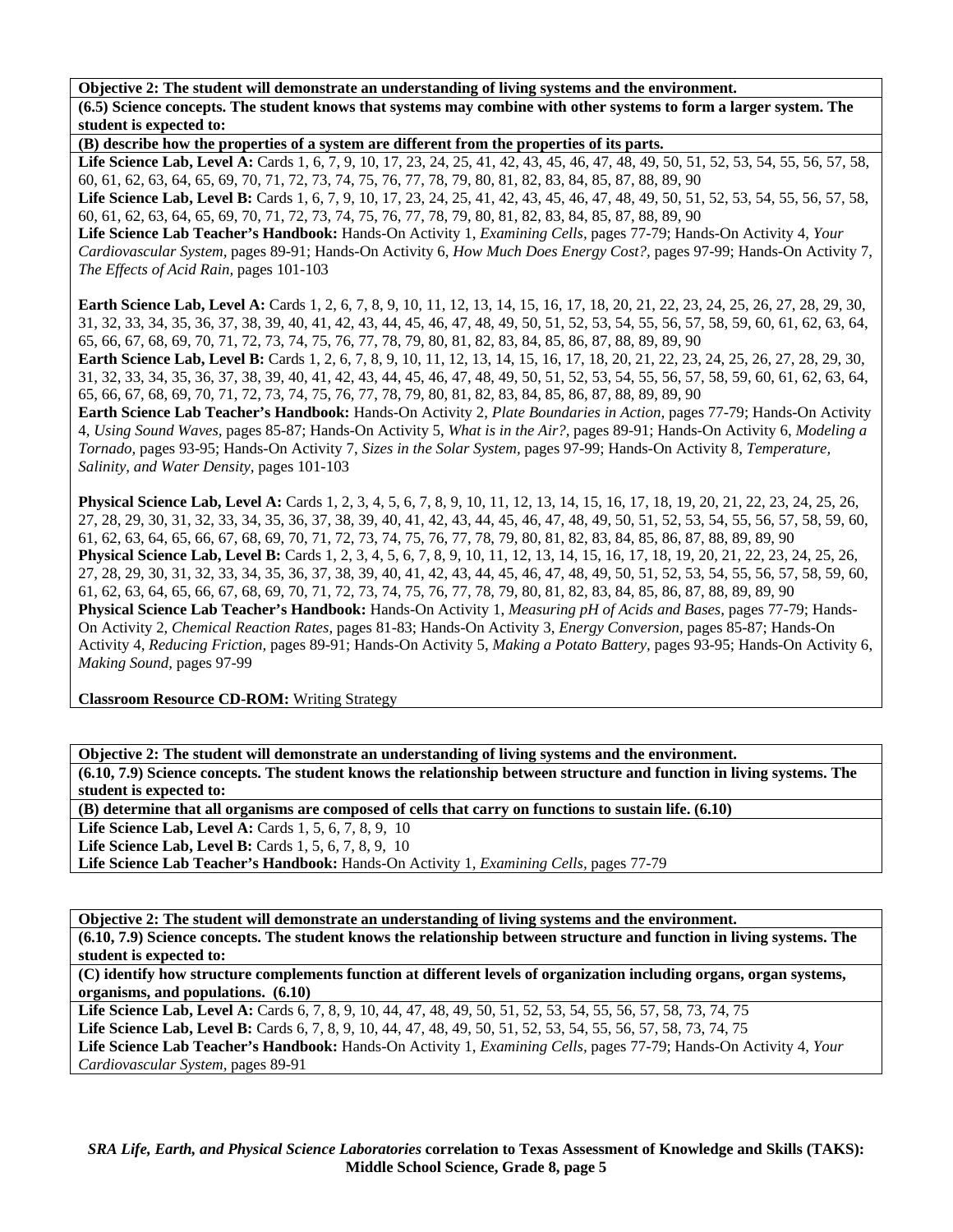**Objective 2: The student will demonstrate an understanding of living systems and the environment.**

**(6.5) Science concepts. The student knows that systems may combine with other systems to form a larger system. The student is expected to:**

**(B) describe how the properties of a system are different from the properties of its parts.**

**Life Science Lab, Level A:** Cards 1, 6, 7, 9, 10, 17, 23, 24, 25, 41, 42, 43, 45, 46, 47, 48, 49, 50, 51, 52, 53, 54, 55, 56, 57, 58, 60, 61, 62, 63, 64, 65, 69, 70, 71, 72, 73, 74, 75, 76, 77, 78, 79, 80, 81, 82, 83, 84, 85, 87, 88, 89, 90
**Life Science Lab, Level B:** Cards 1, 6, 7, 9, 10, 17, 23, 24, 25, 41, 42, 43, 45, 46, 47, 48, 49, 50, 51, 52, 53, 54, 55, 56, 57, 58, 60, 61, 62, 63, 64, 65, 69, 70, 71, 72, 73, 74, 75, 76, 77, 78, 79, 80, 81, 82, 83, 84, 85, 87, 88, 89, 90
**Life Science Lab Teacher's Handbook:** Hands-On Activity 1, *Examining Cells,* pages 77-79; Hands-On Activity 4, *Your Cardiovascular System,* pages 89-91; Hands-On Activity 6, *How Much Does Energy Cost?,* pages 97-99; Hands-On Activity 7, *The Effects of Acid Rain,* pages 101-103

**Earth Science Lab, Level A:** Cards 1, 2, 6, 7, 8, 9, 10, 11, 12, 13, 14, 15, 16, 17, 18, 20, 21, 22, 23, 24, 25, 26, 27, 28, 29, 30, 31, 32, 33, 34, 35, 36, 37, 38, 39, 40, 41, 42, 43, 44, 45, 46, 47, 48, 49, 50, 51, 52, 53, 54, 55, 56, 57, 58, 59, 60, 61, 62, 63, 64, 65, 66, 67, 68, 69, 70, 71, 72, 73, 74, 75, 76, 77, 78, 79, 80, 81, 82, 83, 84, 85, 86, 87, 88, 89, 89, 90
**Earth Science Lab, Level B:** Cards 1, 2, 6, 7, 8, 9, 10, 11, 12, 13, 14, 15, 16, 17, 18, 20, 21, 22, 23, 24, 25, 26, 27, 28, 29, 30, 31, 32, 33, 34, 35, 36, 37, 38, 39, 40, 41, 42, 43, 44, 45, 46, 47, 48, 49, 50, 51, 52, 53, 54, 55, 56, 57, 58, 59, 60, 61, 62, 63, 64, 65, 66, 67, 68, 69, 70, 71, 72, 73, 74, 75, 76, 77, 78, 79, 80, 81, 82, 83, 84, 85, 86, 87, 88, 89, 89, 90
**Earth Science Lab Teacher's Handbook:** Hands-On Activity 2, *Plate Boundaries in Action,* pages 77-79; Hands-On Activity 4, *Using Sound Waves,* pages 85-87; Hands-On Activity 5, *What is in the Air?,* pages 89-91; Hands-On Activity 6, *Modeling a Tornado,* pages 93-95; Hands-On Activity 7, *Sizes in the Solar System,* pages 97-99; Hands-On Activity 8, *Temperature, Salinity, and Water Density,* pages 101-103

**Physical Science Lab, Level A:** Cards 1, 2, 3, 4, 5, 6, 7, 8, 9, 10, 11, 12, 13, 14, 15, 16, 17, 18, 19, 20, 21, 22, 23, 24, 25, 26, 27, 28, 29, 30, 31, 32, 33, 34, 35, 36, 37, 38, 39, 40, 41, 42, 43, 44, 45, 46, 47, 48, 49, 50, 51, 52, 53, 54, 55, 56, 57, 58, 59, 60, 61, 62, 63, 64, 65, 66, 67, 68, 69, 70, 71, 72, 73, 74, 75, 76, 77, 78, 79, 80, 81, 82, 83, 84, 85, 86, 87, 88, 89, 89, 90
**Physical Science Lab, Level B:** Cards 1, 2, 3, 4, 5, 6, 7, 8, 9, 10, 11, 12, 13, 14, 15, 16, 17, 18, 19, 20, 21, 22, 23, 24, 25, 26, 27, 28, 29, 30, 31, 32, 33, 34, 35, 36, 37, 38, 39, 40, 41, 42, 43, 44, 45, 46, 47, 48, 49, 50, 51, 52, 53, 54, 55, 56, 57, 58, 59, 60, 61, 62, 63, 64, 65, 66, 67, 68, 69, 70, 71, 72, 73, 74, 75, 76, 77, 78, 79, 80, 81, 82, 83, 84, 85, 86, 87, 88, 89, 89, 90
**Physical Science Lab Teacher's Handbook:** Hands-On Activity 1, *Measuring pH of Acids and Bases,* pages 77-79; Hands-On Activity 2, *Chemical Reaction Rates,* pages 81-83; Hands-On Activity 3, *Energy Conversion,* pages 85-87; Hands-On Activity 4, *Reducing Friction,* pages 89-91; Hands-On Activity 5, *Making a Potato Battery,* pages 93-95; Hands-On Activity 6, *Making Sound,* pages 97-99

**Classroom Resource CD-ROM:** Writing Strategy

---

**Objective 2: The student will demonstrate an understanding of living systems and the environment.**

**(6.10, 7.9) Science concepts. The student knows the relationship between structure and function in living systems. The student is expected to:**

**(B) determine that all organisms are composed of cells that carry on functions to sustain life. (6.10)**

**Life Science Lab, Level A:** Cards 1, 5, 6, 7, 8, 9, 10
**Life Science Lab, Level B:** Cards 1, 5, 6, 7, 8, 9, 10
**Life Science Lab Teacher's Handbook:** Hands-On Activity 1, *Examining Cells,* pages 77-79

---

**Objective 2: The student will demonstrate an understanding of living systems and the environment.**

**(6.10, 7.9) Science concepts. The student knows the relationship between structure and function in living systems. The student is expected to:**

**(C) identify how structure complements function at different levels of organization including organs, organ systems, organisms, and populations. (6.10)**

**Life Science Lab, Level A:** Cards 6, 7, 8, 9, 10, 44, 47, 48, 49, 50, 51, 52, 53, 54, 55, 56, 57, 58, 73, 74, 75
**Life Science Lab, Level B:** Cards 6, 7, 8, 9, 10, 44, 47, 48, 49, 50, 51, 52, 53, 54, 55, 56, 57, 58, 73, 74, 75
**Life Science Lab Teacher's Handbook:** Hands-On Activity 1, *Examining Cells,* pages 77-79; Hands-On Activity 4, *Your Cardiovascular System,* pages 89-91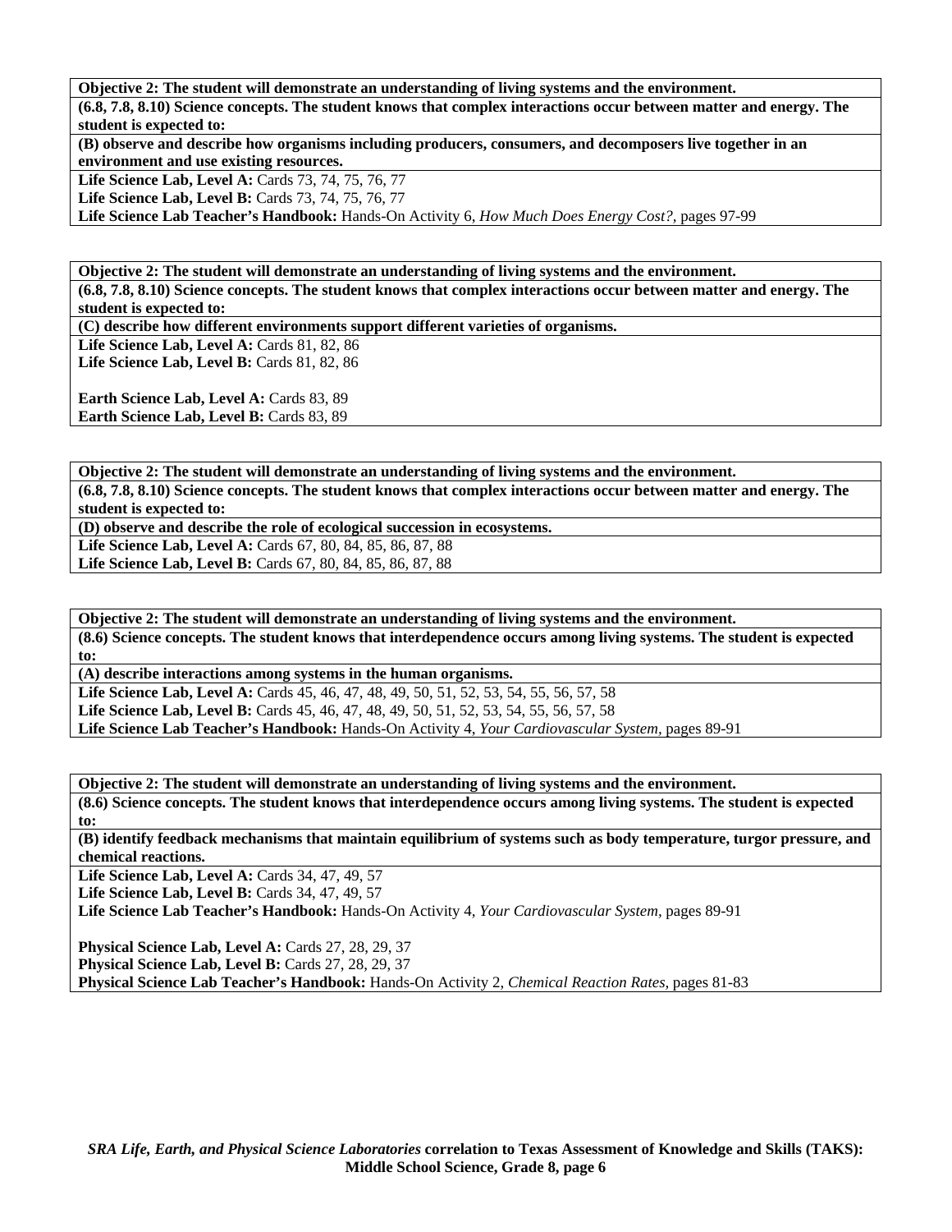**Objective 2: The student will demonstrate an understanding of living systems and the environment.**

**(6.8, 7.8, 8.10) Science concepts. The student knows that complex interactions occur between matter and energy. The student is expected to:**

**(B) observe and describe how organisms including producers, consumers, and decomposers live together in an environment and use existing resources.**

**Life Science Lab, Level A:** Cards 73, 74, 75, 76, 77
**Life Science Lab, Level B:** Cards 73, 74, 75, 76, 77
**Life Science Lab Teacher's Handbook:** Hands-On Activity 6, *How Much Does Energy Cost?,* pages 97-99

---

**Objective 2: The student will demonstrate an understanding of living systems and the environment.**

**(6.8, 7.8, 8.10) Science concepts. The student knows that complex interactions occur between matter and energy. The student is expected to:**

**(C) describe how different environments support different varieties of organisms.**

**Life Science Lab, Level A:** Cards 81, 82, 86
**Life Science Lab, Level B:** Cards 81, 82, 86

**Earth Science Lab, Level A:** Cards 83, 89
**Earth Science Lab, Level B:** Cards 83, 89

---

**Objective 2: The student will demonstrate an understanding of living systems and the environment.**

**(6.8, 7.8, 8.10) Science concepts. The student knows that complex interactions occur between matter and energy. The student is expected to:**

**(D) observe and describe the role of ecological succession in ecosystems.**

**Life Science Lab, Level A:** Cards 67, 80, 84, 85, 86, 87, 88
**Life Science Lab, Level B:** Cards 67, 80, 84, 85, 86, 87, 88

---

**Objective 2: The student will demonstrate an understanding of living systems and the environment.**

**(8.6) Science concepts. The student knows that interdependence occurs among living systems. The student is expected to:**

**(A) describe interactions among systems in the human organisms.**

**Life Science Lab, Level A:** Cards 45, 46, 47, 48, 49, 50, 51, 52, 53, 54, 55, 56, 57, 58
**Life Science Lab, Level B:** Cards 45, 46, 47, 48, 49, 50, 51, 52, 53, 54, 55, 56, 57, 58
**Life Science Lab Teacher's Handbook:** Hands-On Activity 4, *Your Cardiovascular System,* pages 89-91

---

**Objective 2: The student will demonstrate an understanding of living systems and the environment.**

**(8.6) Science concepts. The student knows that interdependence occurs among living systems. The student is expected to:**

**(B) identify feedback mechanisms that maintain equilibrium of systems such as body temperature, turgor pressure, and chemical reactions.**

**Life Science Lab, Level A:** Cards 34, 47, 49, 57
**Life Science Lab, Level B:** Cards 34, 47, 49, 57
**Life Science Lab Teacher's Handbook:** Hands-On Activity 4, *Your Cardiovascular System,* pages 89-91

**Physical Science Lab, Level A:** Cards 27, 28, 29, 37
**Physical Science Lab, Level B:** Cards 27, 28, 29, 37
**Physical Science Lab Teacher's Handbook:** Hands-On Activity 2, *Chemical Reaction Rates,* pages 81-83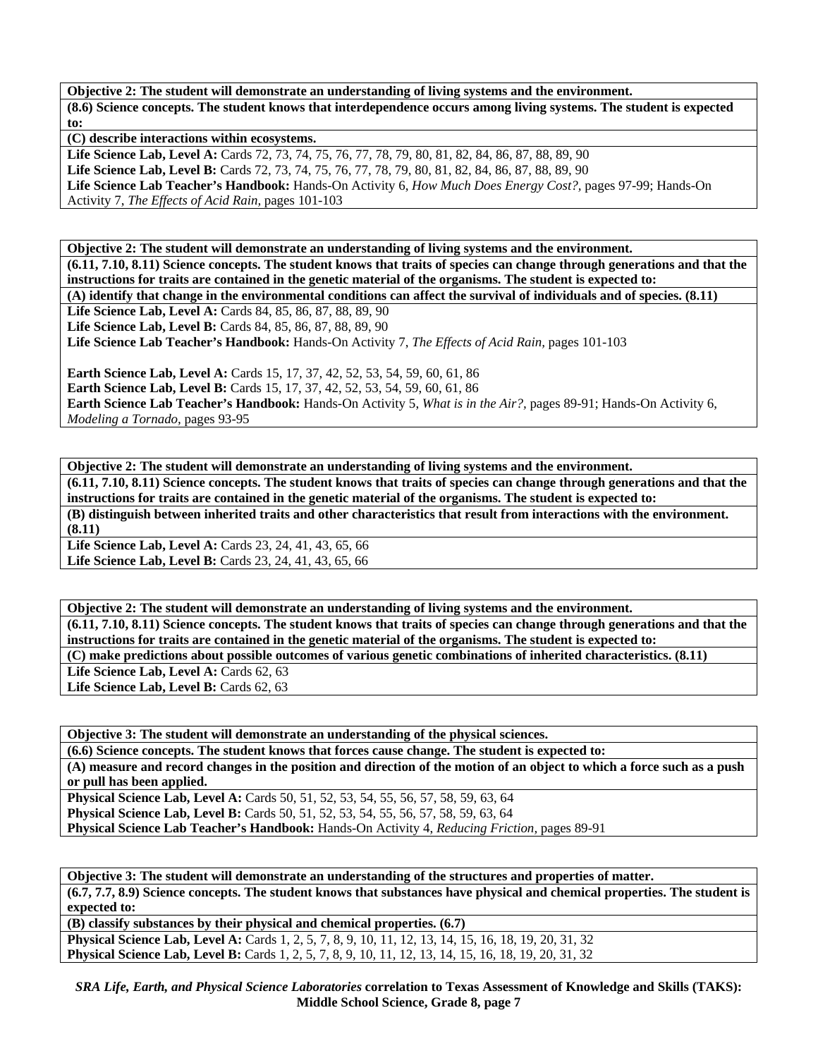**Objective 2: The student will demonstrate an understanding of living systems and the environment.**

**(8.6) Science concepts. The student knows that interdependence occurs among living systems. The student is expected to:**

**(C) describe interactions within ecosystems.**

**Life Science Lab, Level A:** Cards 72, 73, 74, 75, 76, 77, 78, 79, 80, 81, 82, 84, 86, 87, 88, 89, 90
**Life Science Lab, Level B:** Cards 72, 73, 74, 75, 76, 77, 78, 79, 80, 81, 82, 84, 86, 87, 88, 89, 90
**Life Science Lab Teacher's Handbook:** Hands-On Activity 6, *How Much Does Energy Cost?,* pages 97-99; Hands-On Activity 7, *The Effects of Acid Rain,* pages 101-103

**Objective 2: The student will demonstrate an understanding of living systems and the environment.**

**(6.11, 7.10, 8.11) Science concepts. The student knows that traits of species can change through generations and that the instructions for traits are contained in the genetic material of the organisms. The student is expected to:**

**(A) identify that change in the environmental conditions can affect the survival of individuals and of species. (8.11)**

**Life Science Lab, Level A:** Cards 84, 85, 86, 87, 88, 89, 90
**Life Science Lab, Level B:** Cards 84, 85, 86, 87, 88, 89, 90
**Life Science Lab Teacher's Handbook:** Hands-On Activity 7, *The Effects of Acid Rain,* pages 101-103

**Earth Science Lab, Level A:** Cards 15, 17, 37, 42, 52, 53, 54, 59, 60, 61, 86
**Earth Science Lab, Level B:** Cards 15, 17, 37, 42, 52, 53, 54, 59, 60, 61, 86
**Earth Science Lab Teacher's Handbook:** Hands-On Activity 5, *What is in the Air?,* pages 89-91; Hands-On Activity 6, *Modeling a Tornado,* pages 93-95

**Objective 2: The student will demonstrate an understanding of living systems and the environment.**

**(6.11, 7.10, 8.11) Science concepts. The student knows that traits of species can change through generations and that the instructions for traits are contained in the genetic material of the organisms. The student is expected to:**

**(B) distinguish between inherited traits and other characteristics that result from interactions with the environment. (8.11)**

**Life Science Lab, Level A:** Cards 23, 24, 41, 43, 65, 66
**Life Science Lab, Level B:** Cards 23, 24, 41, 43, 65, 66

**Objective 2: The student will demonstrate an understanding of living systems and the environment.**

**(6.11, 7.10, 8.11) Science concepts. The student knows that traits of species can change through generations and that the instructions for traits are contained in the genetic material of the organisms. The student is expected to:**

**(C) make predictions about possible outcomes of various genetic combinations of inherited characteristics. (8.11)**

**Life Science Lab, Level A:** Cards 62, 63
**Life Science Lab, Level B:** Cards 62, 63

**Objective 3: The student will demonstrate an understanding of the physical sciences.**

**(6.6) Science concepts. The student knows that forces cause change. The student is expected to:**

**(A) measure and record changes in the position and direction of the motion of an object to which a force such as a push or pull has been applied.**

**Physical Science Lab, Level A:** Cards 50, 51, 52, 53, 54, 55, 56, 57, 58, 59, 63, 64
**Physical Science Lab, Level B:** Cards 50, 51, 52, 53, 54, 55, 56, 57, 58, 59, 63, 64
**Physical Science Lab Teacher's Handbook:** Hands-On Activity 4, *Reducing Friction,* pages 89-91

**Objective 3: The student will demonstrate an understanding of the structures and properties of matter.**

**(6.7, 7.7, 8.9) Science concepts. The student knows that substances have physical and chemical properties. The student is expected to:**

**(B) classify substances by their physical and chemical properties. (6.7)**

**Physical Science Lab, Level A:** Cards 1, 2, 5, 7, 8, 9, 10, 11, 12, 13, 14, 15, 16, 18, 19, 20, 31, 32
**Physical Science Lab, Level B:** Cards 1, 2, 5, 7, 8, 9, 10, 11, 12, 13, 14, 15, 16, 18, 19, 20, 31, 32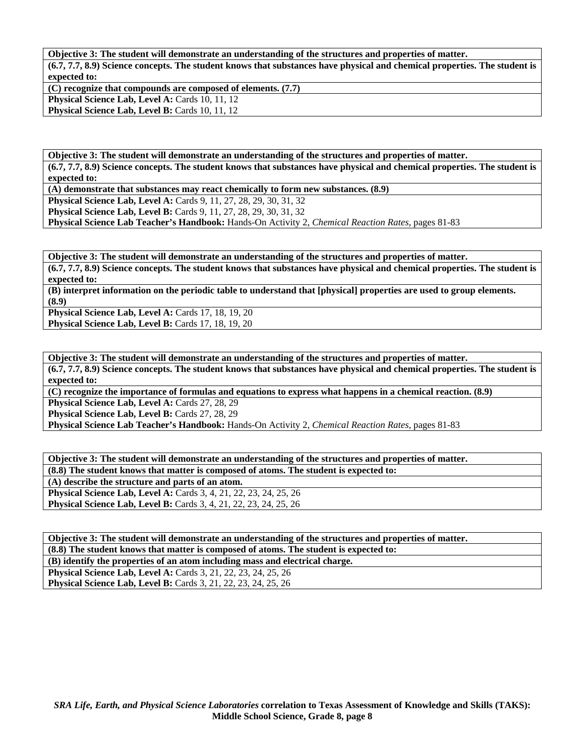| **Objective 3: The student will demonstrate an understanding of the structures and properties of matter.** |
|---|
| **(6.7, 7.7, 8.9) Science concepts. The student knows that substances have physical and chemical properties. The student is expected to:** |
| **(C) recognize that compounds are composed of elements. (7.7)** |
| **Physical Science Lab, Level A:** Cards 10, 11, 12<br>**Physical Science Lab, Level B:** Cards 10, 11, 12 |

| **Objective 3: The student will demonstrate an understanding of the structures and properties of matter.** |
|---|
| **(6.7, 7.7, 8.9) Science concepts. The student knows that substances have physical and chemical properties. The student is expected to:** |
| **(A) demonstrate that substances may react chemically to form new substances. (8.9)** |
| **Physical Science Lab, Level A:** Cards 9, 11, 27, 28, 29, 30, 31, 32<br>**Physical Science Lab, Level B:** Cards 9, 11, 27, 28, 29, 30, 31, 32<br>**Physical Science Lab Teacher's Handbook:** Hands-On Activity 2, *Chemical Reaction Rates,* pages 81-83 |

| **Objective 3: The student will demonstrate an understanding of the structures and properties of matter.** |
|---|
| **(6.7, 7.7, 8.9) Science concepts. The student knows that substances have physical and chemical properties. The student is expected to:** |
| **(B) interpret information on the periodic table to understand that [physical] properties are used to group elements. (8.9)** |
| **Physical Science Lab, Level A:** Cards 17, 18, 19, 20<br>**Physical Science Lab, Level B:** Cards 17, 18, 19, 20 |

| **Objective 3: The student will demonstrate an understanding of the structures and properties of matter.** |
|---|
| **(6.7, 7.7, 8.9) Science concepts. The student knows that substances have physical and chemical properties. The student is expected to:** |
| **(C) recognize the importance of formulas and equations to express what happens in a chemical reaction. (8.9)** |
| **Physical Science Lab, Level A:** Cards 27, 28, 29<br>**Physical Science Lab, Level B:** Cards 27, 28, 29<br>**Physical Science Lab Teacher's Handbook:** Hands-On Activity 2, *Chemical Reaction Rates,* pages 81-83 |

| **Objective 3: The student will demonstrate an understanding of the structures and properties of matter.** |
|---|
| **(8.8) The student knows that matter is composed of atoms. The student is expected to:** |
| **(A) describe the structure and parts of an atom.** |
| **Physical Science Lab, Level A:** Cards 3, 4, 21, 22, 23, 24, 25, 26<br>**Physical Science Lab, Level B:** Cards 3, 4, 21, 22, 23, 24, 25, 26 |

| **Objective 3: The student will demonstrate an understanding of the structures and properties of matter.** |
|---|
| **(8.8) The student knows that matter is composed of atoms. The student is expected to:** |
| **(B) identify the properties of an atom including mass and electrical charge.** |
| **Physical Science Lab, Level A:** Cards 3, 21, 22, 23, 24, 25, 26<br>**Physical Science Lab, Level B:** Cards 3, 21, 22, 23, 24, 25, 26 |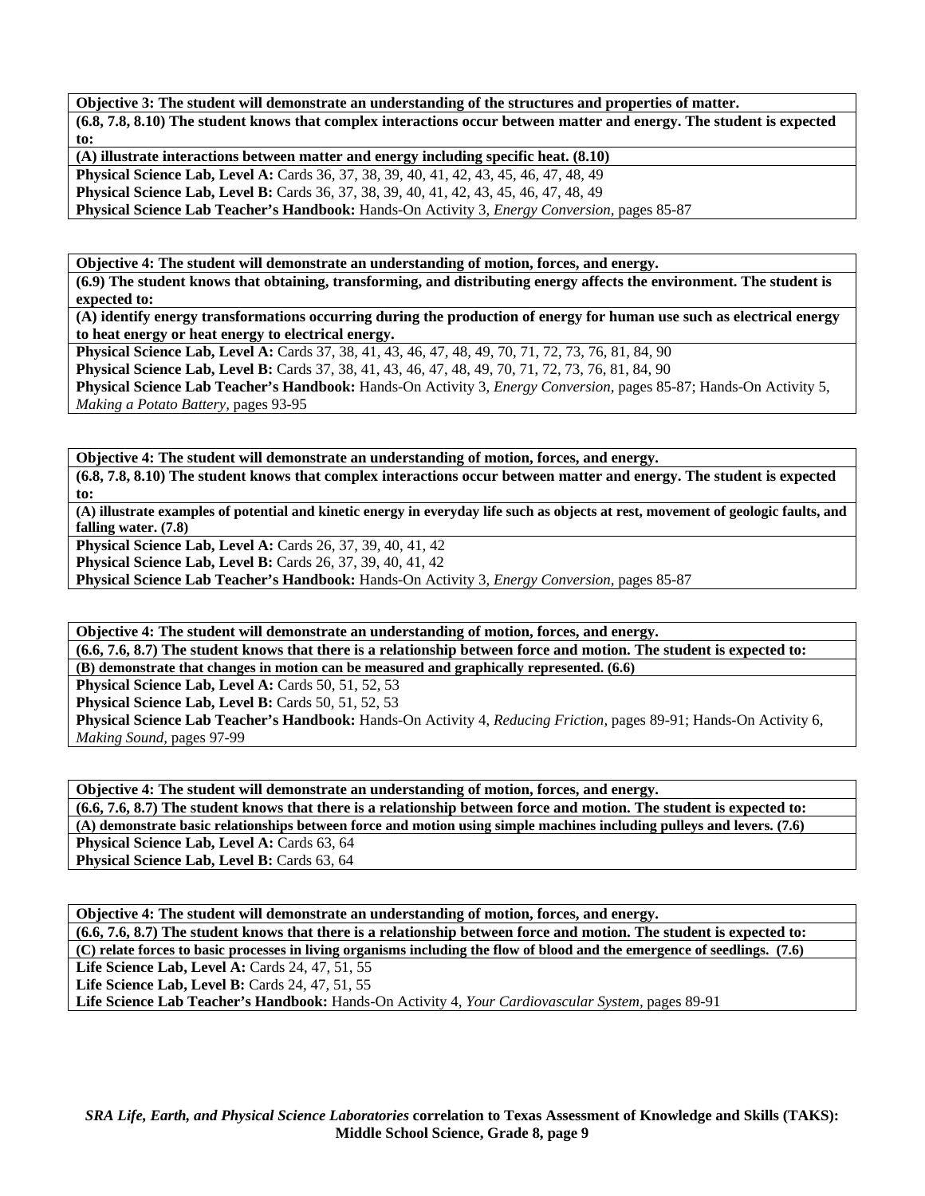**Objective 3: The student will demonstrate an understanding of the structures and properties of matter.**

**(6.8, 7.8, 8.10) The student knows that complex interactions occur between matter and energy. The student is expected to:**

**(A) illustrate interactions between matter and energy including specific heat. (8.10)**

**Physical Science Lab, Level A:** Cards 36, 37, 38, 39, 40, 41, 42, 43, 45, 46, 47, 48, 49

**Physical Science Lab, Level B:** Cards 36, 37, 38, 39, 40, 41, 42, 43, 45, 46, 47, 48, 49

**Physical Science Lab Teacher's Handbook:** Hands-On Activity 3, *Energy Conversion,* pages 85-87

**Objective 4: The student will demonstrate an understanding of motion, forces, and energy.**

**(6.9) The student knows that obtaining, transforming, and distributing energy affects the environment. The student is expected to:**

**(A) identify energy transformations occurring during the production of energy for human use such as electrical energy to heat energy or heat energy to electrical energy.**

**Physical Science Lab, Level A:** Cards 37, 38, 41, 43, 46, 47, 48, 49, 70, 71, 72, 73, 76, 81, 84, 90

**Physical Science Lab, Level B:** Cards 37, 38, 41, 43, 46, 47, 48, 49, 70, 71, 72, 73, 76, 81, 84, 90

**Physical Science Lab Teacher's Handbook:** Hands-On Activity 3, *Energy Conversion,* pages 85-87; Hands-On Activity 5, *Making a Potato Battery,* pages 93-95

**Objective 4: The student will demonstrate an understanding of motion, forces, and energy.**

**(6.8, 7.8, 8.10) The student knows that complex interactions occur between matter and energy. The student is expected to:**

**(A) illustrate examples of potential and kinetic energy in everyday life such as objects at rest, movement of geologic faults, and falling water. (7.8)**

**Physical Science Lab, Level A:** Cards 26, 37, 39, 40, 41, 42

**Physical Science Lab, Level B:** Cards 26, 37, 39, 40, 41, 42

**Physical Science Lab Teacher's Handbook:** Hands-On Activity 3, *Energy Conversion,* pages 85-87

**Objective 4: The student will demonstrate an understanding of motion, forces, and energy.**

**(6.6, 7.6, 8.7) The student knows that there is a relationship between force and motion. The student is expected to:**

**(B) demonstrate that changes in motion can be measured and graphically represented. (6.6)**

**Physical Science Lab, Level A:** Cards 50, 51, 52, 53

**Physical Science Lab, Level B:** Cards 50, 51, 52, 53

**Physical Science Lab Teacher's Handbook:** Hands-On Activity 4, *Reducing Friction,* pages 89-91; Hands-On Activity 6, *Making Sound,* pages 97-99

**Objective 4: The student will demonstrate an understanding of motion, forces, and energy.**

**(6.6, 7.6, 8.7) The student knows that there is a relationship between force and motion. The student is expected to:**

**(A) demonstrate basic relationships between force and motion using simple machines including pulleys and levers. (7.6)**

**Physical Science Lab, Level A:** Cards 63, 64

**Physical Science Lab, Level B:** Cards 63, 64

**Objective 4: The student will demonstrate an understanding of motion, forces, and energy.**

**(6.6, 7.6, 8.7) The student knows that there is a relationship between force and motion. The student is expected to:**

**(C) relate forces to basic processes in living organisms including the flow of blood and the emergence of seedlings. (7.6)**

**Life Science Lab, Level A:** Cards 24, 47, 51, 55

**Life Science Lab, Level B:** Cards 24, 47, 51, 55

**Life Science Lab Teacher's Handbook:** Hands-On Activity 4, *Your Cardiovascular System,* pages 89-91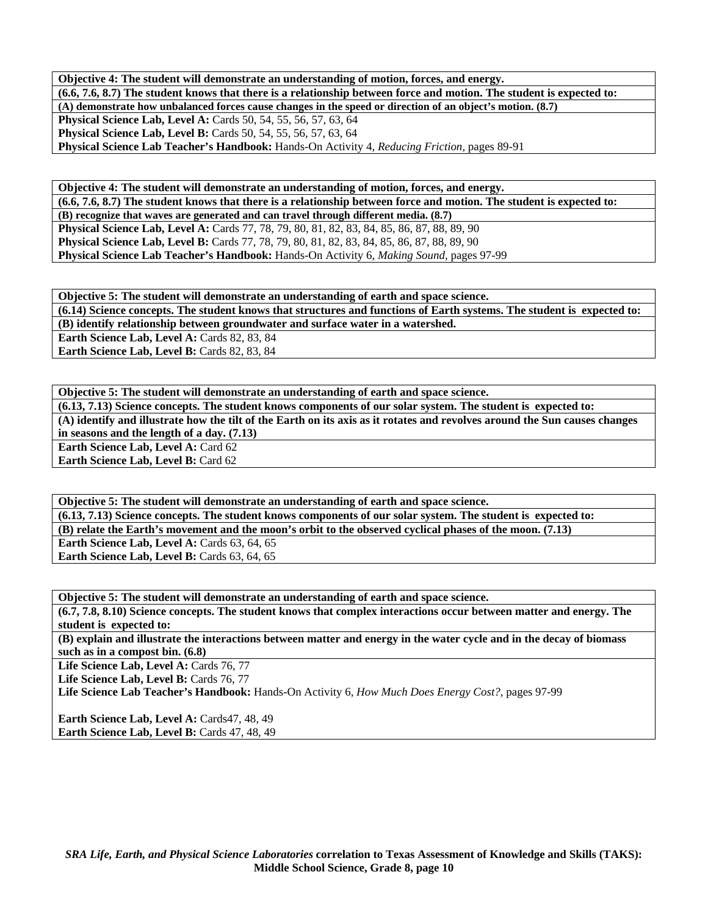**Objective 4: The student will demonstrate an understanding of motion, forces, and energy.**

**(6.6, 7.6, 8.7) The student knows that there is a relationship between force and motion. The student is expected to:**

**(A) demonstrate how unbalanced forces cause changes in the speed or direction of an object's motion. (8.7)**

**Physical Science Lab, Level A:** Cards 50, 54, 55, 56, 57, 63, 64
**Physical Science Lab, Level B:** Cards 50, 54, 55, 56, 57, 63, 64
**Physical Science Lab Teacher's Handbook:** Hands-On Activity 4, *Reducing Friction,* pages 89-91

**Objective 4: The student will demonstrate an understanding of motion, forces, and energy.**

**(6.6, 7.6, 8.7) The student knows that there is a relationship between force and motion. The student is expected to:**

**(B) recognize that waves are generated and can travel through different media. (8.7)**

**Physical Science Lab, Level A:** Cards 77, 78, 79, 80, 81, 82, 83, 84, 85, 86, 87, 88, 89, 90
**Physical Science Lab, Level B:** Cards 77, 78, 79, 80, 81, 82, 83, 84, 85, 86, 87, 88, 89, 90
**Physical Science Lab Teacher's Handbook:** Hands-On Activity 6, *Making Sound,* pages 97-99

**Objective 5: The student will demonstrate an understanding of earth and space science.**

**(6.14) Science concepts. The student knows that structures and functions of Earth systems. The student is expected to:**

**(B) identify relationship between groundwater and surface water in a watershed.**

**Earth Science Lab, Level A:** Cards 82, 83, 84
**Earth Science Lab, Level B:** Cards 82, 83, 84

**Objective 5: The student will demonstrate an understanding of earth and space science.**

**(6.13, 7.13) Science concepts. The student knows components of our solar system. The student is expected to:**

**(A) identify and illustrate how the tilt of the Earth on its axis as it rotates and revolves around the Sun causes changes in seasons and the length of a day. (7.13)**

**Earth Science Lab, Level A:** Card 62
**Earth Science Lab, Level B:** Card 62

**Objective 5: The student will demonstrate an understanding of earth and space science.**

**(6.13, 7.13) Science concepts. The student knows components of our solar system. The student is expected to:**

**(B) relate the Earth's movement and the moon's orbit to the observed cyclical phases of the moon. (7.13)**

**Earth Science Lab, Level A:** Cards 63, 64, 65
**Earth Science Lab, Level B:** Cards 63, 64, 65

**Objective 5: The student will demonstrate an understanding of earth and space science.**

**(6.7, 7.8, 8.10) Science concepts. The student knows that complex interactions occur between matter and energy. The student is expected to:**

**(B) explain and illustrate the interactions between matter and energy in the water cycle and in the decay of biomass such as in a compost bin. (6.8)**

**Life Science Lab, Level A:** Cards 76, 77
**Life Science Lab, Level B:** Cards 76, 77
**Life Science Lab Teacher's Handbook:** Hands-On Activity 6, *How Much Does Energy Cost?,* pages 97-99

**Earth Science Lab, Level A:** Cards47, 48, 49
**Earth Science Lab, Level B:** Cards 47, 48, 49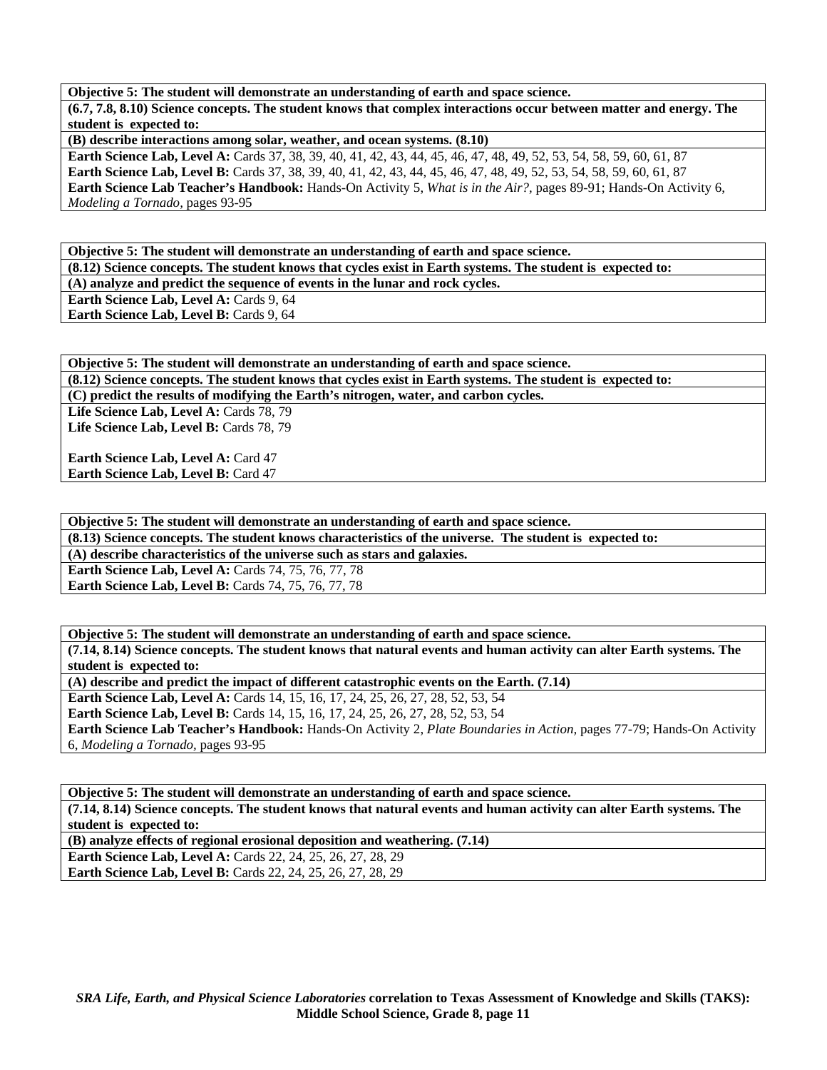**Objective 5: The student will demonstrate an understanding of earth and space science.**

**(6.7, 7.8, 8.10) Science concepts. The student knows that complex interactions occur between matter and energy. The student is expected to:**

**(B) describe interactions among solar, weather, and ocean systems. (8.10)**

**Earth Science Lab, Level A:** Cards 37, 38, 39, 40, 41, 42, 43, 44, 45, 46, 47, 48, 49, 52, 53, 54, 58, 59, 60, 61, 87
**Earth Science Lab, Level B:** Cards 37, 38, 39, 40, 41, 42, 43, 44, 45, 46, 47, 48, 49, 52, 53, 54, 58, 59, 60, 61, 87
**Earth Science Lab Teacher's Handbook:** Hands-On Activity 5, *What is in the Air?,* pages 89-91; Hands-On Activity 6, *Modeling a Tornado,* pages 93-95

**Objective 5: The student will demonstrate an understanding of earth and space science.**

**(8.12) Science concepts. The student knows that cycles exist in Earth systems. The student is expected to:**

**(A) analyze and predict the sequence of events in the lunar and rock cycles.**

**Earth Science Lab, Level A:** Cards 9, 64
**Earth Science Lab, Level B:** Cards 9, 64

**Objective 5: The student will demonstrate an understanding of earth and space science.**

**(8.12) Science concepts. The student knows that cycles exist in Earth systems. The student is expected to:**

**(C) predict the results of modifying the Earth's nitrogen, water, and carbon cycles.**

**Life Science Lab, Level A:** Cards 78, 79
**Life Science Lab, Level B:** Cards 78, 79

**Earth Science Lab, Level A:** Card 47
**Earth Science Lab, Level B:** Card 47

**Objective 5: The student will demonstrate an understanding of earth and space science.**

**(8.13) Science concepts. The student knows characteristics of the universe. The student is expected to:**

**(A) describe characteristics of the universe such as stars and galaxies.**

**Earth Science Lab, Level A:** Cards 74, 75, 76, 77, 78
**Earth Science Lab, Level B:** Cards 74, 75, 76, 77, 78

**Objective 5: The student will demonstrate an understanding of earth and space science.**

**(7.14, 8.14) Science concepts. The student knows that natural events and human activity can alter Earth systems. The student is expected to:**

**(A) describe and predict the impact of different catastrophic events on the Earth. (7.14)**

**Earth Science Lab, Level A:** Cards 14, 15, 16, 17, 24, 25, 26, 27, 28, 52, 53, 54
**Earth Science Lab, Level B:** Cards 14, 15, 16, 17, 24, 25, 26, 27, 28, 52, 53, 54
**Earth Science Lab Teacher's Handbook:** Hands-On Activity 2, *Plate Boundaries in Action,* pages 77-79; Hands-On Activity 6, *Modeling a Tornado,* pages 93-95

**Objective 5: The student will demonstrate an understanding of earth and space science.**

**(7.14, 8.14) Science concepts. The student knows that natural events and human activity can alter Earth systems. The student is expected to:**

**(B) analyze effects of regional erosional deposition and weathering. (7.14)**

**Earth Science Lab, Level A:** Cards 22, 24, 25, 26, 27, 28, 29
**Earth Science Lab, Level B:** Cards 22, 24, 25, 26, 27, 28, 29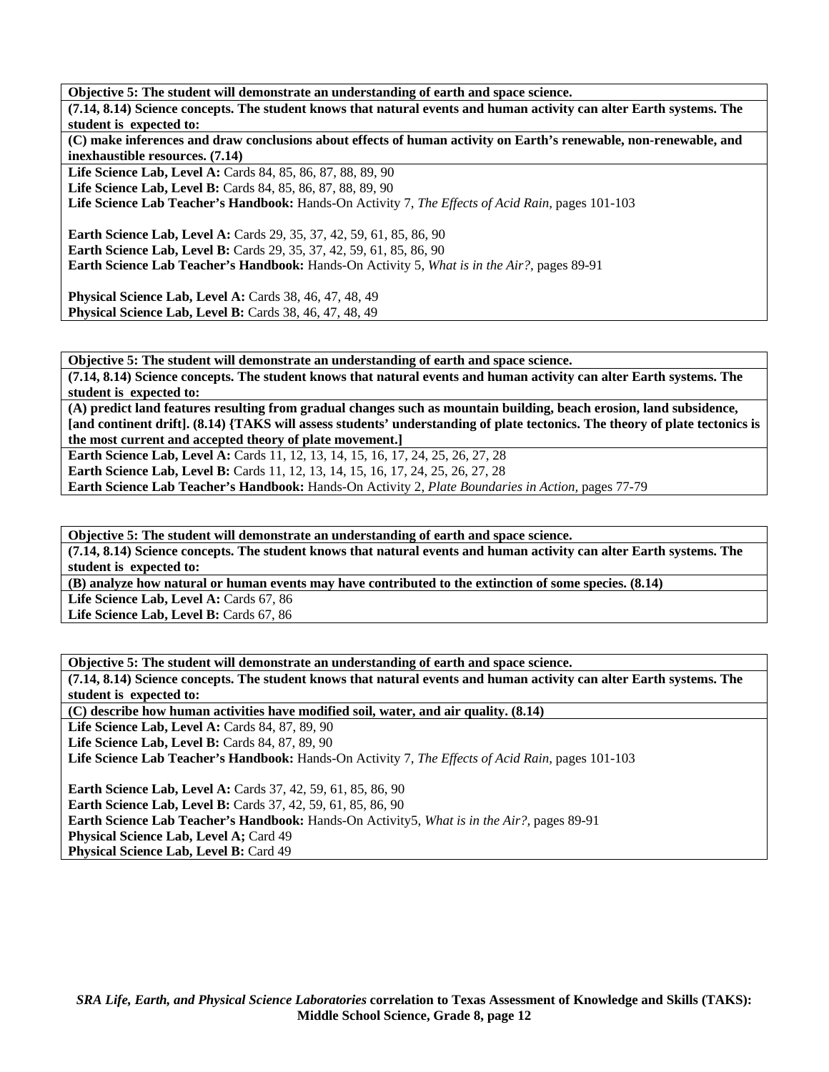**Objective 5: The student will demonstrate an understanding of earth and space science.**

**(7.14, 8.14) Science concepts. The student knows that natural events and human activity can alter Earth systems. The student is expected to:**

**(C) make inferences and draw conclusions about effects of human activity on Earth's renewable, non-renewable, and inexhaustible resources. (7.14)**

**Life Science Lab, Level A:** Cards 84, 85, 86, 87, 88, 89, 90
**Life Science Lab, Level B:** Cards 84, 85, 86, 87, 88, 89, 90
**Life Science Lab Teacher's Handbook:** Hands-On Activity 7, *The Effects of Acid Rain,* pages 101-103

**Earth Science Lab, Level A:** Cards 29, 35, 37, 42, 59, 61, 85, 86, 90
**Earth Science Lab, Level B:** Cards 29, 35, 37, 42, 59, 61, 85, 86, 90
**Earth Science Lab Teacher's Handbook:** Hands-On Activity 5, *What is in the Air?,* pages 89-91

**Physical Science Lab, Level A:** Cards 38, 46, 47, 48, 49
**Physical Science Lab, Level B:** Cards 38, 46, 47, 48, 49

---

**Objective 5: The student will demonstrate an understanding of earth and space science.**

**(7.14, 8.14) Science concepts. The student knows that natural events and human activity can alter Earth systems. The student is expected to:**

**(A) predict land features resulting from gradual changes such as mountain building, beach erosion, land subsidence, [and continent drift]. (8.14) {TAKS will assess students' understanding of plate tectonics. The theory of plate tectonics is the most current and accepted theory of plate movement.]**

**Earth Science Lab, Level A:** Cards 11, 12, 13, 14, 15, 16, 17, 24, 25, 26, 27, 28
**Earth Science Lab, Level B:** Cards 11, 12, 13, 14, 15, 16, 17, 24, 25, 26, 27, 28
**Earth Science Lab Teacher's Handbook:** Hands-On Activity 2, *Plate Boundaries in Action,* pages 77-79

---

**Objective 5: The student will demonstrate an understanding of earth and space science.**

**(7.14, 8.14) Science concepts. The student knows that natural events and human activity can alter Earth systems. The student is expected to:**

**(B) analyze how natural or human events may have contributed to the extinction of some species. (8.14)**

**Life Science Lab, Level A:** Cards 67, 86
**Life Science Lab, Level B:** Cards 67, 86

---

**Objective 5: The student will demonstrate an understanding of earth and space science.**

**(7.14, 8.14) Science concepts. The student knows that natural events and human activity can alter Earth systems. The student is expected to:**

**(C) describe how human activities have modified soil, water, and air quality. (8.14)**

**Life Science Lab, Level A:** Cards 84, 87, 89, 90
**Life Science Lab, Level B:** Cards 84, 87, 89, 90
**Life Science Lab Teacher's Handbook:** Hands-On Activity 7, *The Effects of Acid Rain,* pages 101-103

**Earth Science Lab, Level A:** Cards 37, 42, 59, 61, 85, 86, 90
**Earth Science Lab, Level B:** Cards 37, 42, 59, 61, 85, 86, 90
**Earth Science Lab Teacher's Handbook:** Hands-On Activity5, *What is in the Air?,* pages 89-91
**Physical Science Lab, Level A;** Card 49
**Physical Science Lab, Level B:** Card 49